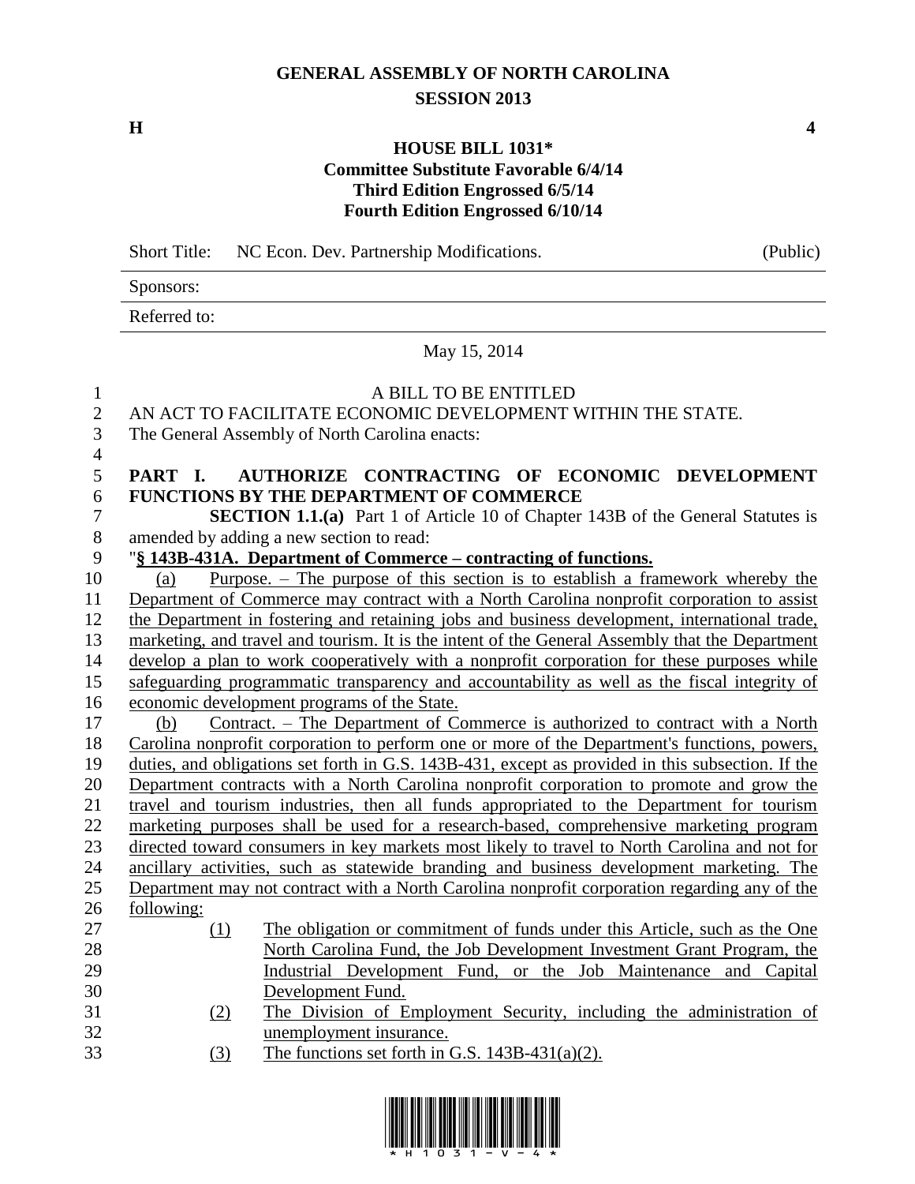# GENERAL ASSEMBLY OF NORTH CAROLINA
## SESSION 2013

**H** **4**

### HOUSE BILL 1031*
**Committee Substitute Favorable 6/4/14**
**Third Edition Engrossed 6/5/14**
**Fourth Edition Engrossed 6/10/14**

Short Title: NC Econ. Dev. Partnership Modifications. (Public)

Sponsors:

Referred to:

May 15, 2014

A BILL TO BE ENTITLED

AN ACT TO FACILITATE ECONOMIC DEVELOPMENT WITHIN THE STATE.

The General Assembly of North Carolina enacts:

**PART I. AUTHORIZE CONTRACTING OF ECONOMIC DEVELOPMENT FUNCTIONS BY THE DEPARTMENT OF COMMERCE**

**SECTION 1.1.(a)** Part 1 of Article 10 of Chapter 143B of the General Statutes is amended by adding a new section to read:

"**§ 143B-431A. Department of Commerce – contracting of functions.**

(a) Purpose. – The purpose of this section is to establish a framework whereby the Department of Commerce may contract with a North Carolina nonprofit corporation to assist the Department in fostering and retaining jobs and business development, international trade, marketing, and travel and tourism. It is the intent of the General Assembly that the Department develop a plan to work cooperatively with a nonprofit corporation for these purposes while safeguarding programmatic transparency and accountability as well as the fiscal integrity of economic development programs of the State.

(b) Contract. – The Department of Commerce is authorized to contract with a North Carolina nonprofit corporation to perform one or more of the Department's functions, powers, duties, and obligations set forth in G.S. 143B-431, except as provided in this subsection. If the Department contracts with a North Carolina nonprofit corporation to promote and grow the travel and tourism industries, then all funds appropriated to the Department for tourism marketing purposes shall be used for a research-based, comprehensive marketing program directed toward consumers in key markets most likely to travel to North Carolina and not for ancillary activities, such as statewide branding and business development marketing. The Department may not contract with a North Carolina nonprofit corporation regarding any of the following:

(1) The obligation or commitment of funds under this Article, such as the One North Carolina Fund, the Job Development Investment Grant Program, the Industrial Development Fund, or the Job Maintenance and Capital Development Fund.

(2) The Division of Employment Security, including the administration of unemployment insurance.

(3) The functions set forth in G.S. 143B-431(a)(2).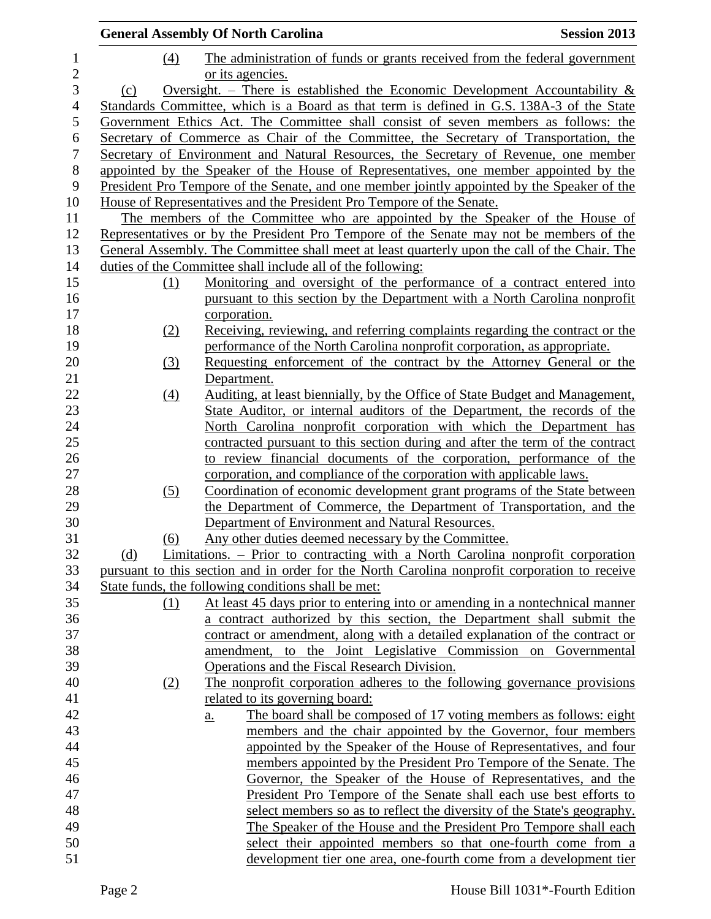(4) The administration of funds or grants received from the federal government or its agencies.

(c) Oversight. – There is established the Economic Development Accountability & Standards Committee, which is a Board as that term is defined in G.S. 138A-3 of the State Government Ethics Act. The Committee shall consist of seven members as follows: the Secretary of Commerce as Chair of the Committee, the Secretary of Transportation, the Secretary of Environment and Natural Resources, the Secretary of Revenue, one member appointed by the Speaker of the House of Representatives, one member appointed by the President Pro Tempore of the Senate, and one member jointly appointed by the Speaker of the House of Representatives and the President Pro Tempore of the Senate.

The members of the Committee who are appointed by the Speaker of the House of Representatives or by the President Pro Tempore of the Senate may not be members of the General Assembly. The Committee shall meet at least quarterly upon the call of the Chair. The duties of the Committee shall include all of the following:

(1) Monitoring and oversight of the performance of a contract entered into pursuant to this section by the Department with a North Carolina nonprofit corporation.

(2) Receiving, reviewing, and referring complaints regarding the contract or the performance of the North Carolina nonprofit corporation, as appropriate.

(3) Requesting enforcement of the contract by the Attorney General or the Department.

(4) Auditing, at least biennially, by the Office of State Budget and Management, State Auditor, or internal auditors of the Department, the records of the North Carolina nonprofit corporation with which the Department has contracted pursuant to this section during and after the term of the contract to review financial documents of the corporation, performance of the corporation, and compliance of the corporation with applicable laws.

(5) Coordination of economic development grant programs of the State between the Department of Commerce, the Department of Transportation, and the Department of Environment and Natural Resources.

(6) Any other duties deemed necessary by the Committee.

(d) Limitations. – Prior to contracting with a North Carolina nonprofit corporation pursuant to this section and in order for the North Carolina nonprofit corporation to receive State funds, the following conditions shall be met:

(1) At least 45 days prior to entering into or amending in a nontechnical manner a contract authorized by this section, the Department shall submit the contract or amendment, along with a detailed explanation of the contract or amendment, to the Joint Legislative Commission on Governmental Operations and the Fiscal Research Division.

(2) The nonprofit corporation adheres to the following governance provisions related to its governing board:

a. The board shall be composed of 17 voting members as follows: eight members and the chair appointed by the Governor, four members appointed by the Speaker of the House of Representatives, and four members appointed by the President Pro Tempore of the Senate. The Governor, the Speaker of the House of Representatives, and the President Pro Tempore of the Senate shall each use best efforts to select members so as to reflect the diversity of the State's geography. The Speaker of the House and the President Pro Tempore shall each select their appointed members so that one-fourth come from a development tier one area, one-fourth come from a development tier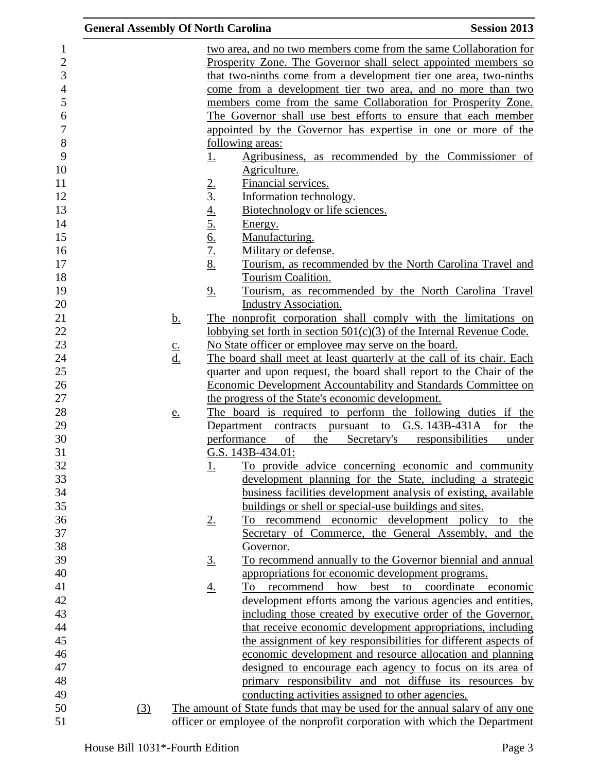two area, and no two members come from the same Collaboration for Prosperity Zone. The Governor shall select appointed members so that two-ninths come from a development tier one area, two-ninths come from a development tier two area, and no more than two members come from the same Collaboration for Prosperity Zone. The Governor shall use best efforts to ensure that each member appointed by the Governor has expertise in one or more of the following areas:

1. Agribusiness, as recommended by the Commissioner of Agriculture.
2. Financial services.
3. Information technology.
4. Biotechnology or life sciences.
5. Energy.
6. Manufacturing.
7. Military or defense.
8. Tourism, as recommended by the North Carolina Travel and Tourism Coalition.
9. Tourism, as recommended by the North Carolina Travel Industry Association.

b. The nonprofit corporation shall comply with the limitations on lobbying set forth in section 501(c)(3) of the Internal Revenue Code.

c. No State officer or employee may serve on the board.

d. The board shall meet at least quarterly at the call of its chair. Each quarter and upon request, the board shall report to the Chair of the Economic Development Accountability and Standards Committee on the progress of the State's economic development.

e. The board is required to perform the following duties if the Department contracts pursuant to G.S. 143B-431A for the performance of the Secretary's responsibilities under G.S. 143B-434.01:

1. To provide advice concerning economic and community development planning for the State, including a strategic business facilities development analysis of existing, available buildings or shell or special-use buildings and sites.
2. To recommend economic development policy to the Secretary of Commerce, the General Assembly, and the Governor.
3. To recommend annually to the Governor biennial and annual appropriations for economic development programs.
4. To recommend how best to coordinate economic development efforts among the various agencies and entities, including those created by executive order of the Governor, that receive economic development appropriations, including the assignment of key responsibilities for different aspects of economic development and resource allocation and planning designed to encourage each agency to focus on its area of primary responsibility and not diffuse its resources by conducting activities assigned to other agencies.

(3) The amount of State funds that may be used for the annual salary of any one officer or employee of the nonprofit corporation with which the Department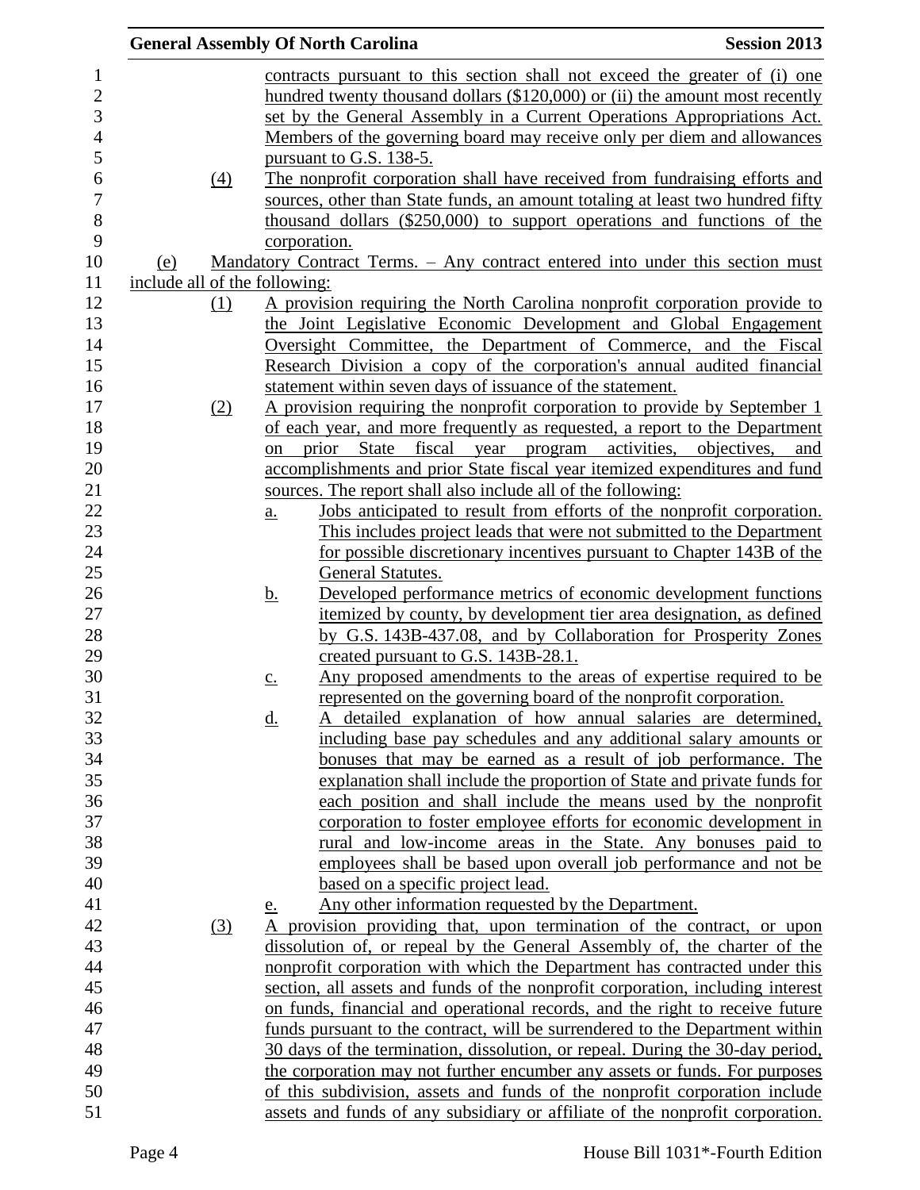contracts pursuant to this section shall not exceed the greater of (i) one hundred twenty thousand dollars ($120,000) or (ii) the amount most recently set by the General Assembly in a Current Operations Appropriations Act. Members of the governing board may receive only per diem and allowances pursuant to G.S. 138-5.

(4) The nonprofit corporation shall have received from fundraising efforts and sources, other than State funds, an amount totaling at least two hundred fifty thousand dollars ($250,000) to support operations and functions of the corporation.

(e) Mandatory Contract Terms. – Any contract entered into under this section must include all of the following:

(1) A provision requiring the North Carolina nonprofit corporation provide to the Joint Legislative Economic Development and Global Engagement Oversight Committee, the Department of Commerce, and the Fiscal Research Division a copy of the corporation's annual audited financial statement within seven days of issuance of the statement.

(2) A provision requiring the nonprofit corporation to provide by September 1 of each year, and more frequently as requested, a report to the Department on prior State fiscal year program activities, objectives, and accomplishments and prior State fiscal year itemized expenditures and fund sources. The report shall also include all of the following:

a. Jobs anticipated to result from efforts of the nonprofit corporation. This includes project leads that were not submitted to the Department for possible discretionary incentives pursuant to Chapter 143B of the General Statutes.

b. Developed performance metrics of economic development functions itemized by county, by development tier area designation, as defined by G.S. 143B-437.08, and by Collaboration for Prosperity Zones created pursuant to G.S. 143B-28.1.

c. Any proposed amendments to the areas of expertise required to be represented on the governing board of the nonprofit corporation.

d. A detailed explanation of how annual salaries are determined, including base pay schedules and any additional salary amounts or bonuses that may be earned as a result of job performance. The explanation shall include the proportion of State and private funds for each position and shall include the means used by the nonprofit corporation to foster employee efforts for economic development in rural and low-income areas in the State. Any bonuses paid to employees shall be based upon overall job performance and not be based on a specific project lead.

e. Any other information requested by the Department.

(3) A provision providing that, upon termination of the contract, or upon dissolution of, or repeal by the General Assembly of, the charter of the nonprofit corporation with which the Department has contracted under this section, all assets and funds of the nonprofit corporation, including interest on funds, financial and operational records, and the right to receive future funds pursuant to the contract, will be surrendered to the Department within 30 days of the termination, dissolution, or repeal. During the 30-day period, the corporation may not further encumber any assets or funds. For purposes of this subdivision, assets and funds of the nonprofit corporation include assets and funds of any subsidiary or affiliate of the nonprofit corporation.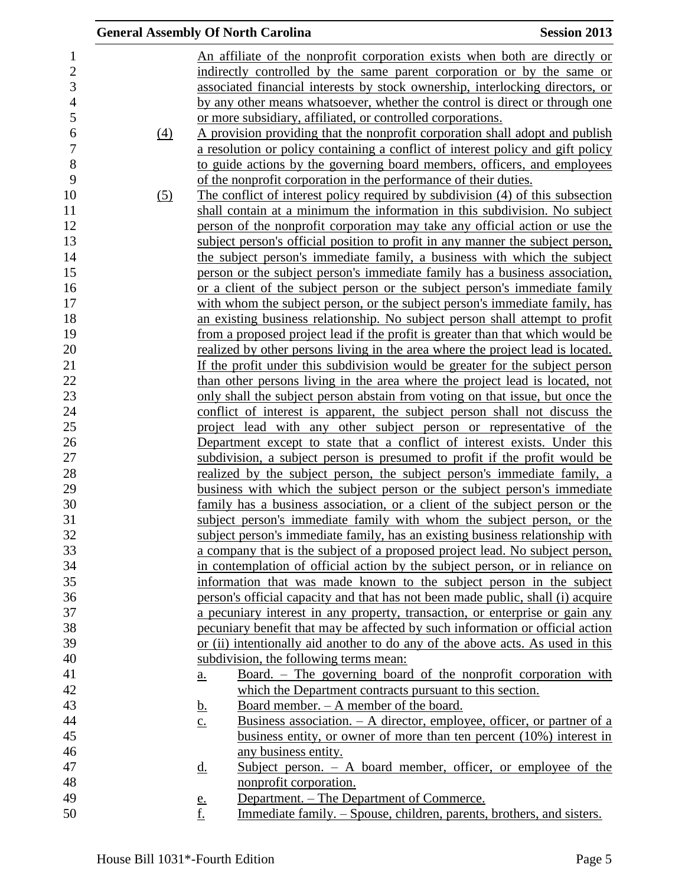An affiliate of the nonprofit corporation exists when both are directly or indirectly controlled by the same parent corporation or by the same or associated financial interests by stock ownership, interlocking directors, or by any other means whatsoever, whether the control is direct or through one or more subsidiary, affiliated, or controlled corporations.

(4) A provision providing that the nonprofit corporation shall adopt and publish a resolution or policy containing a conflict of interest policy and gift policy to guide actions by the governing board members, officers, and employees of the nonprofit corporation in the performance of their duties.

(5) The conflict of interest policy required by subdivision (4) of this subsection shall contain at a minimum the information in this subdivision. No subject person of the nonprofit corporation may take any official action or use the subject person's official position to profit in any manner the subject person, the subject person's immediate family, a business with which the subject person or the subject person's immediate family has a business association, or a client of the subject person or the subject person's immediate family with whom the subject person, or the subject person's immediate family, has an existing business relationship. No subject person shall attempt to profit from a proposed project lead if the profit is greater than that which would be realized by other persons living in the area where the project lead is located. If the profit under this subdivision would be greater for the subject person than other persons living in the area where the project lead is located, not only shall the subject person abstain from voting on that issue, but once the conflict of interest is apparent, the subject person shall not discuss the project lead with any other subject person or representative of the Department except to state that a conflict of interest exists. Under this subdivision, a subject person is presumed to profit if the profit would be realized by the subject person, the subject person's immediate family, a business with which the subject person or the subject person's immediate family has a business association, or a client of the subject person or the subject person's immediate family with whom the subject person, or the subject person's immediate family, has an existing business relationship with a company that is the subject of a proposed project lead. No subject person, in contemplation of official action by the subject person, or in reliance on information that was made known to the subject person in the subject person's official capacity and that has not been made public, shall (i) acquire a pecuniary interest in any property, transaction, or enterprise or gain any pecuniary benefit that may be affected by such information or official action or (ii) intentionally aid another to do any of the above acts. As used in this subdivision, the following terms mean:

a. Board. – The governing board of the nonprofit corporation with which the Department contracts pursuant to this section.
b. Board member. – A member of the board.
c. Business association. – A director, employee, officer, or partner of a business entity, or owner of more than ten percent (10%) interest in any business entity.
d. Subject person. – A board member, officer, or employee of the nonprofit corporation.
e. Department. – The Department of Commerce.
f. Immediate family. – Spouse, children, parents, brothers, and sisters.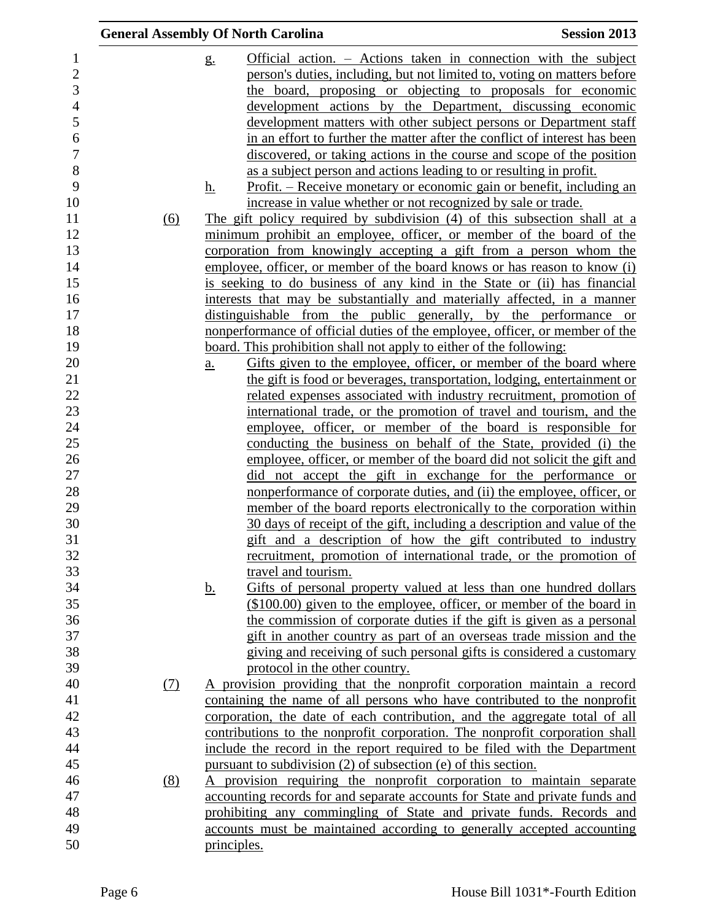g. Official action. – Actions taken in connection with the subject person's duties, including, but not limited to, voting on matters before the board, proposing or objecting to proposals for economic development actions by the Department, discussing economic development matters with other subject persons or Department staff in an effort to further the matter after the conflict of interest has been discovered, or taking actions in the course and scope of the position as a subject person and actions leading to or resulting in profit.

h. Profit. – Receive monetary or economic gain or benefit, including an increase in value whether or not recognized by sale or trade.

(6) The gift policy required by subdivision (4) of this subsection shall at a minimum prohibit an employee, officer, or member of the board of the corporation from knowingly accepting a gift from a person whom the employee, officer, or member of the board knows or has reason to know (i) is seeking to do business of any kind in the State or (ii) has financial interests that may be substantially and materially affected, in a manner distinguishable from the public generally, by the performance or nonperformance of official duties of the employee, officer, or member of the board. This prohibition shall not apply to either of the following:

a. Gifts given to the employee, officer, or member of the board where the gift is food or beverages, transportation, lodging, entertainment or related expenses associated with industry recruitment, promotion of international trade, or the promotion of travel and tourism, and the employee, officer, or member of the board is responsible for conducting the business on behalf of the State, provided (i) the employee, officer, or member of the board did not solicit the gift and did not accept the gift in exchange for the performance or nonperformance of corporate duties, and (ii) the employee, officer, or member of the board reports electronically to the corporation within 30 days of receipt of the gift, including a description and value of the gift and a description of how the gift contributed to industry recruitment, promotion of international trade, or the promotion of travel and tourism.

b. Gifts of personal property valued at less than one hundred dollars ($100.00) given to the employee, officer, or member of the board in the commission of corporate duties if the gift is given as a personal gift in another country as part of an overseas trade mission and the giving and receiving of such personal gifts is considered a customary protocol in the other country.

(7) A provision providing that the nonprofit corporation maintain a record containing the name of all persons who have contributed to the nonprofit corporation, the date of each contribution, and the aggregate total of all contributions to the nonprofit corporation. The nonprofit corporation shall include the record in the report required to be filed with the Department pursuant to subdivision (2) of subsection (e) of this section.

(8) A provision requiring the nonprofit corporation to maintain separate accounting records for and separate accounts for State and private funds and prohibiting any commingling of State and private funds. Records and accounts must be maintained according to generally accepted accounting principles.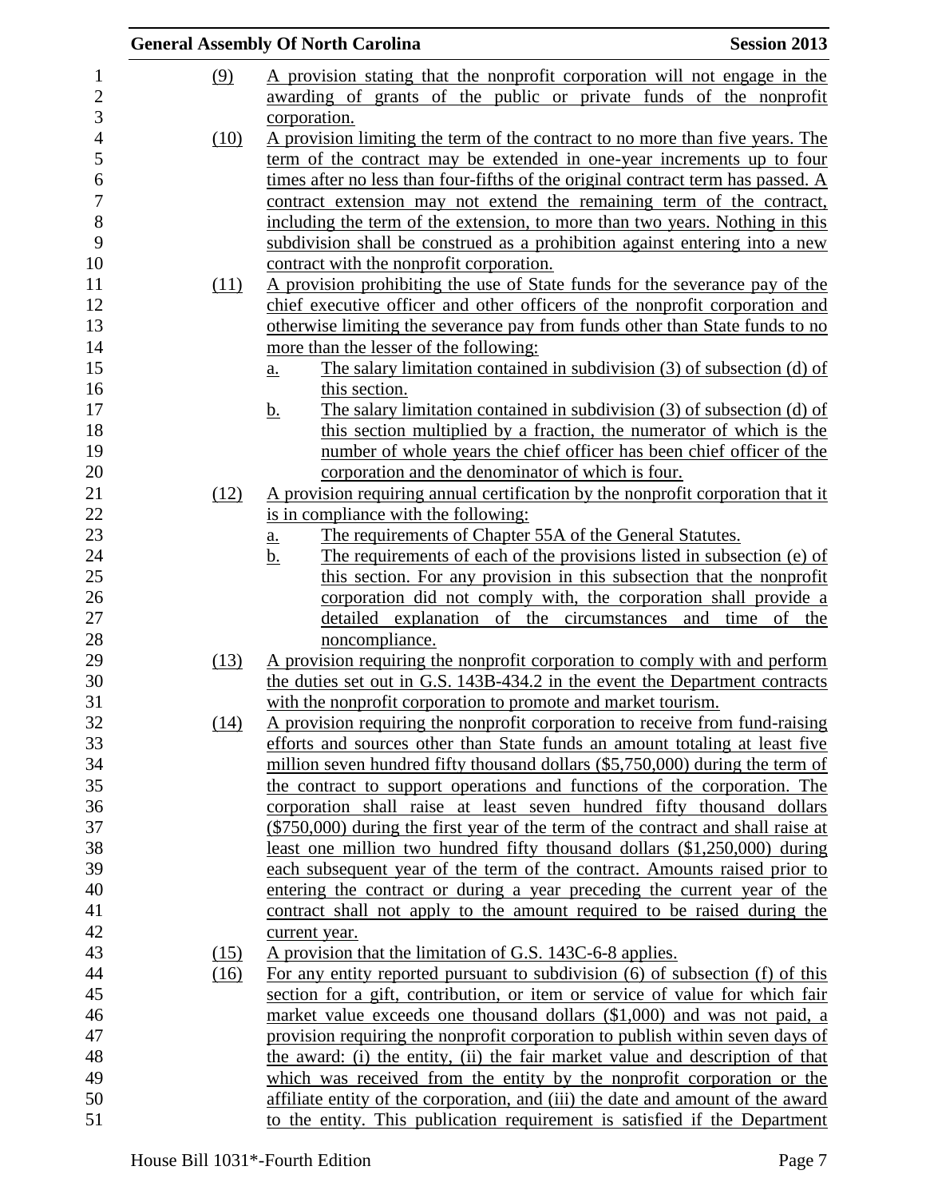(9) A provision stating that the nonprofit corporation will not engage in the awarding of grants of the public or private funds of the nonprofit corporation.

(10) A provision limiting the term of the contract to no more than five years. The term of the contract may be extended in one-year increments up to four times after no less than four-fifths of the original contract term has passed. A contract extension may not extend the remaining term of the contract, including the term of the extension, to more than two years. Nothing in this subdivision shall be construed as a prohibition against entering into a new contract with the nonprofit corporation.

(11) A provision prohibiting the use of State funds for the severance pay of the chief executive officer and other officers of the nonprofit corporation and otherwise limiting the severance pay from funds other than State funds to no more than the lesser of the following:

a. The salary limitation contained in subdivision (3) of subsection (d) of this section.

b. The salary limitation contained in subdivision (3) of subsection (d) of this section multiplied by a fraction, the numerator of which is the number of whole years the chief officer has been chief officer of the corporation and the denominator of which is four.

(12) A provision requiring annual certification by the nonprofit corporation that it is in compliance with the following:

a. The requirements of Chapter 55A of the General Statutes.

b. The requirements of each of the provisions listed in subsection (e) of this section. For any provision in this subsection that the nonprofit corporation did not comply with, the corporation shall provide a detailed explanation of the circumstances and time of the noncompliance.

(13) A provision requiring the nonprofit corporation to comply with and perform the duties set out in G.S. 143B-434.2 in the event the Department contracts with the nonprofit corporation to promote and market tourism.

(14) A provision requiring the nonprofit corporation to receive from fund-raising efforts and sources other than State funds an amount totaling at least five million seven hundred fifty thousand dollars ($5,750,000) during the term of the contract to support operations and functions of the corporation. The corporation shall raise at least seven hundred fifty thousand dollars ($750,000) during the first year of the term of the contract and shall raise at least one million two hundred fifty thousand dollars ($1,250,000) during each subsequent year of the term of the contract. Amounts raised prior to entering the contract or during a year preceding the current year of the contract shall not apply to the amount required to be raised during the current year.

(15) A provision that the limitation of G.S. 143C-6-8 applies.

(16) For any entity reported pursuant to subdivision (6) of subsection (f) of this section for a gift, contribution, or item or service of value for which fair market value exceeds one thousand dollars ($1,000) and was not paid, a provision requiring the nonprofit corporation to publish within seven days of the award: (i) the entity, (ii) the fair market value and description of that which was received from the entity by the nonprofit corporation or the affiliate entity of the corporation, and (iii) the date and amount of the award to the entity. This publication requirement is satisfied if the Department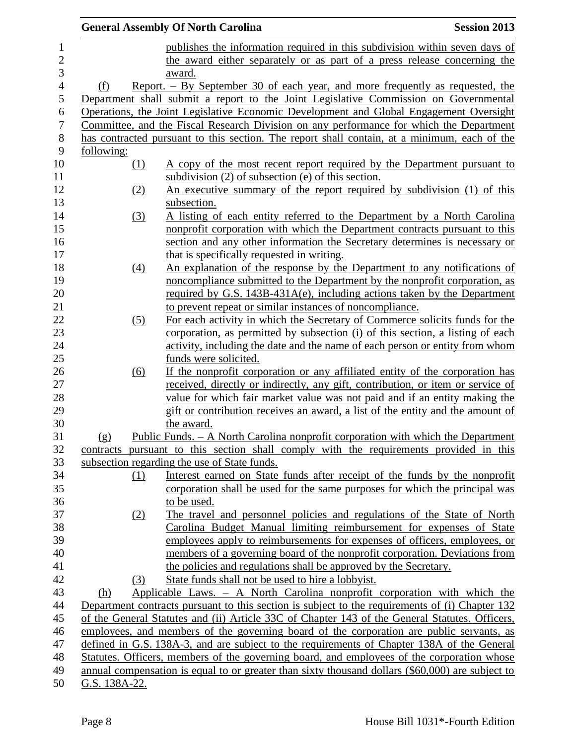publishes the information required in this subdivision within seven days of the award either separately or as part of a press release concerning the award.

(f) Report. – By September 30 of each year, and more frequently as requested, the Department shall submit a report to the Joint Legislative Commission on Governmental Operations, the Joint Legislative Economic Development and Global Engagement Oversight Committee, and the Fiscal Research Division on any performance for which the Department has contracted pursuant to this section. The report shall contain, at a minimum, each of the following:

(1) A copy of the most recent report required by the Department pursuant to subdivision (2) of subsection (e) of this section.

(2) An executive summary of the report required by subdivision (1) of this subsection.

(3) A listing of each entity referred to the Department by a North Carolina nonprofit corporation with which the Department contracts pursuant to this section and any other information the Secretary determines is necessary or that is specifically requested in writing.

(4) An explanation of the response by the Department to any notifications of noncompliance submitted to the Department by the nonprofit corporation, as required by G.S. 143B-431A(e), including actions taken by the Department to prevent repeat or similar instances of noncompliance.

(5) For each activity in which the Secretary of Commerce solicits funds for the corporation, as permitted by subsection (i) of this section, a listing of each activity, including the date and the name of each person or entity from whom funds were solicited.

(6) If the nonprofit corporation or any affiliated entity of the corporation has received, directly or indirectly, any gift, contribution, or item or service of value for which fair market value was not paid and if an entity making the gift or contribution receives an award, a list of the entity and the amount of the award.

(g) Public Funds. – A North Carolina nonprofit corporation with which the Department contracts pursuant to this section shall comply with the requirements provided in this subsection regarding the use of State funds.

(1) Interest earned on State funds after receipt of the funds by the nonprofit corporation shall be used for the same purposes for which the principal was to be used.

(2) The travel and personnel policies and regulations of the State of North Carolina Budget Manual limiting reimbursement for expenses of State employees apply to reimbursements for expenses of officers, employees, or members of a governing board of the nonprofit corporation. Deviations from the policies and regulations shall be approved by the Secretary.

(3) State funds shall not be used to hire a lobbyist.

(h) Applicable Laws. – A North Carolina nonprofit corporation with which the Department contracts pursuant to this section is subject to the requirements of (i) Chapter 132 of the General Statutes and (ii) Article 33C of Chapter 143 of the General Statutes. Officers, employees, and members of the governing board of the corporation are public servants, as defined in G.S. 138A-3, and are subject to the requirements of Chapter 138A of the General Statutes. Officers, members of the governing board, and employees of the corporation whose annual compensation is equal to or greater than sixty thousand dollars ($60,000) are subject to G.S. 138A-22.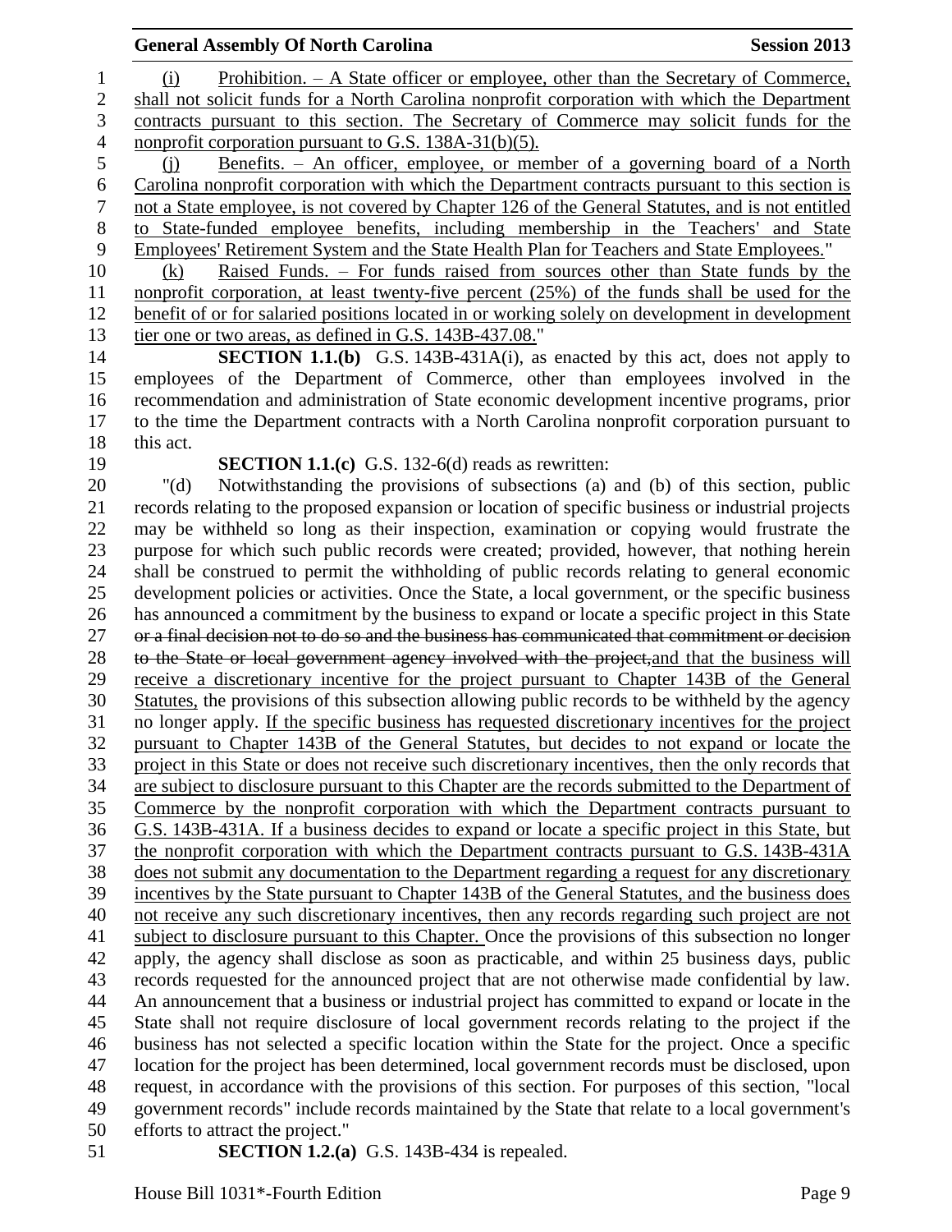(i) Prohibition. – A State officer or employee, other than the Secretary of Commerce, shall not solicit funds for a North Carolina nonprofit corporation with which the Department contracts pursuant to this section. The Secretary of Commerce may solicit funds for the nonprofit corporation pursuant to G.S. 138A-31(b)(5).

(j) Benefits. – An officer, employee, or member of a governing board of a North Carolina nonprofit corporation with which the Department contracts pursuant to this section is not a State employee, is not covered by Chapter 126 of the General Statutes, and is not entitled to State-funded employee benefits, including membership in the Teachers' and State Employees' Retirement System and the State Health Plan for Teachers and State Employees."

(k) Raised Funds. – For funds raised from sources other than State funds by the nonprofit corporation, at least twenty-five percent (25%) of the funds shall be used for the benefit of or for salaried positions located in or working solely on development in development tier one or two areas, as defined in G.S. 143B-437.08."

**SECTION 1.1.(b)** G.S. 143B-431A(i), as enacted by this act, does not apply to employees of the Department of Commerce, other than employees involved in the recommendation and administration of State economic development incentive programs, prior to the time the Department contracts with a North Carolina nonprofit corporation pursuant to this act.

**SECTION 1.1.(c)** G.S. 132-6(d) reads as rewritten:

"(d) Notwithstanding the provisions of subsections (a) and (b) of this section, public records relating to the proposed expansion or location of specific business or industrial projects may be withheld so long as their inspection, examination or copying would frustrate the purpose for which such public records were created; provided, however, that nothing herein shall be construed to permit the withholding of public records relating to general economic development policies or activities. Once the State, a local government, or the specific business has announced a commitment by the business to expand or locate a specific project in this State ~~or a final decision not to do so and the business has communicated that commitment or decision to the State or local government agency involved with the project,~~and that the business will receive a discretionary incentive for the project pursuant to Chapter 143B of the General Statutes, the provisions of this subsection allowing public records to be withheld by the agency no longer apply. If the specific business has requested discretionary incentives for the project pursuant to Chapter 143B of the General Statutes, but decides to not expand or locate the project in this State or does not receive such discretionary incentives, then the only records that are subject to disclosure pursuant to this Chapter are the records submitted to the Department of Commerce by the nonprofit corporation with which the Department contracts pursuant to G.S. 143B-431A. If a business decides to expand or locate a specific project in this State, but the nonprofit corporation with which the Department contracts pursuant to G.S. 143B-431A does not submit any documentation to the Department regarding a request for any discretionary incentives by the State pursuant to Chapter 143B of the General Statutes, and the business does not receive any such discretionary incentives, then any records regarding such project are not subject to disclosure pursuant to this Chapter. Once the provisions of this subsection no longer apply, the agency shall disclose as soon as practicable, and within 25 business days, public records requested for the announced project that are not otherwise made confidential by law. An announcement that a business or industrial project has committed to expand or locate in the State shall not require disclosure of local government records relating to the project if the business has not selected a specific location within the State for the project. Once a specific location for the project has been determined, local government records must be disclosed, upon request, in accordance with the provisions of this section. For purposes of this section, "local government records" include records maintained by the State that relate to a local government's efforts to attract the project."

**SECTION 1.2.(a)** G.S. 143B-434 is repealed.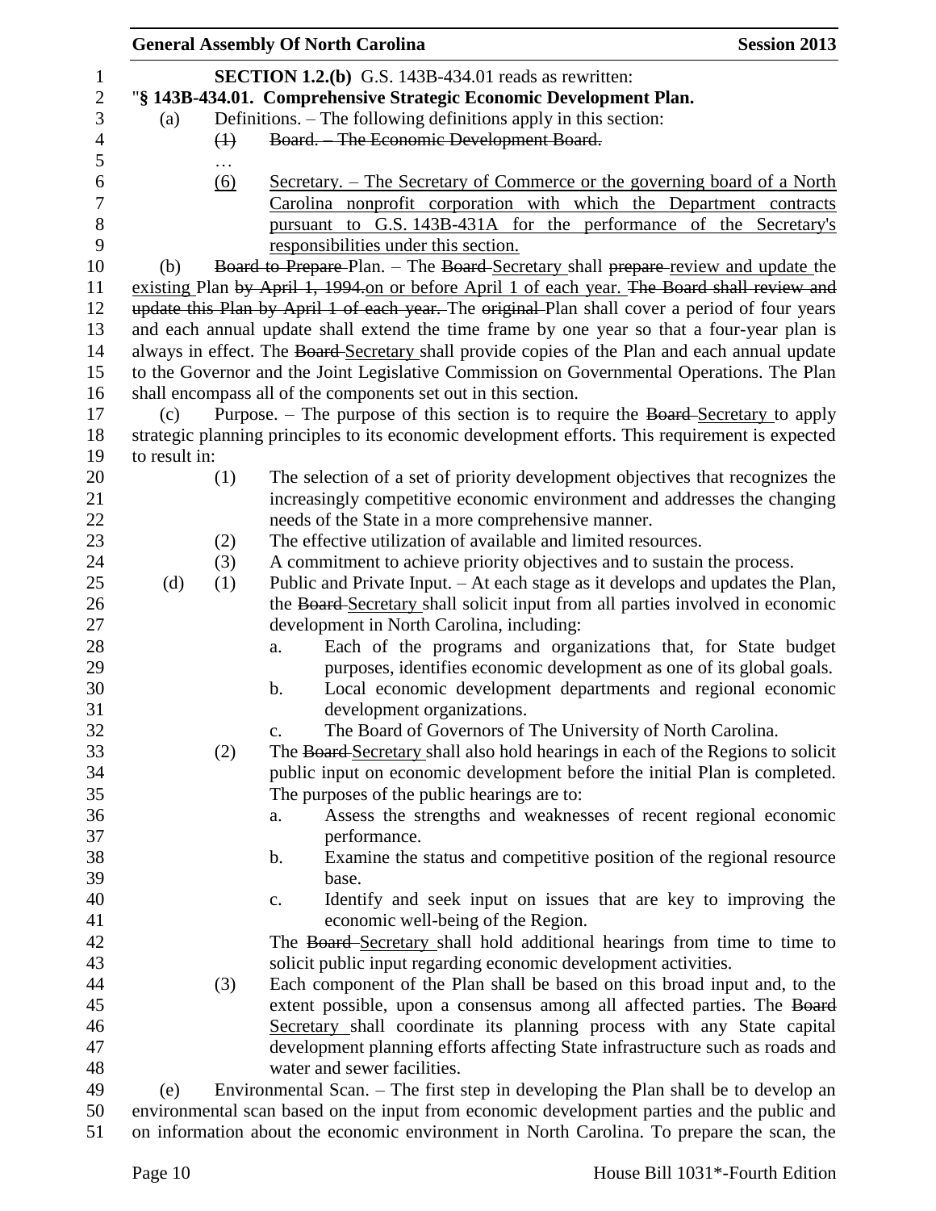**SECTION 1.2.(b)** G.S. 143B-434.01 reads as rewritten:

"**§ 143B-434.01. Comprehensive Strategic Economic Development Plan.**

(a) Definitions. – The following definitions apply in this section:

~~(1) Board. – The Economic Development Board.~~

…

(6) Secretary. – The Secretary of Commerce or the governing board of a North Carolina nonprofit corporation with which the Department contracts pursuant to G.S. 143B-431A for the performance of the Secretary's responsibilities under this section.

(b) ~~Board to Prepare~~ Plan. – The ~~Board~~ Secretary shall ~~prepare~~ review and update the existing Plan ~~by April 1, 1994.~~on or before April 1 of each year. ~~The Board shall review and update this Plan by April 1 of each year.~~ The ~~original~~ Plan shall cover a period of four years and each annual update shall extend the time frame by one year so that a four-year plan is always in effect. The ~~Board~~ Secretary shall provide copies of the Plan and each annual update to the Governor and the Joint Legislative Commission on Governmental Operations. The Plan shall encompass all of the components set out in this section.

(c) Purpose. – The purpose of this section is to require the ~~Board~~ Secretary to apply strategic planning principles to its economic development efforts. This requirement is expected to result in:

(1) The selection of a set of priority development objectives that recognizes the increasingly competitive economic environment and addresses the changing needs of the State in a more comprehensive manner.

(2) The effective utilization of available and limited resources.

(3) A commitment to achieve priority objectives and to sustain the process.

(d) (1) Public and Private Input. – At each stage as it develops and updates the Plan, the ~~Board~~ Secretary shall solicit input from all parties involved in economic development in North Carolina, including:

a. Each of the programs and organizations that, for State budget purposes, identifies economic development as one of its global goals.

b. Local economic development departments and regional economic development organizations.

c. The Board of Governors of The University of North Carolina.

(2) The ~~Board~~ Secretary shall also hold hearings in each of the Regions to solicit public input on economic development before the initial Plan is completed. The purposes of the public hearings are to:

a. Assess the strengths and weaknesses of recent regional economic performance.

b. Examine the status and competitive position of the regional resource base.

c. Identify and seek input on issues that are key to improving the economic well-being of the Region.

The ~~Board~~ Secretary shall hold additional hearings from time to time to solicit public input regarding economic development activities.

(3) Each component of the Plan shall be based on this broad input and, to the extent possible, upon a consensus among all affected parties. The ~~Board~~ Secretary shall coordinate its planning process with any State capital development planning efforts affecting State infrastructure such as roads and water and sewer facilities.

(e) Environmental Scan. – The first step in developing the Plan shall be to develop an environmental scan based on the input from economic development parties and the public and on information about the economic environment in North Carolina. To prepare the scan, the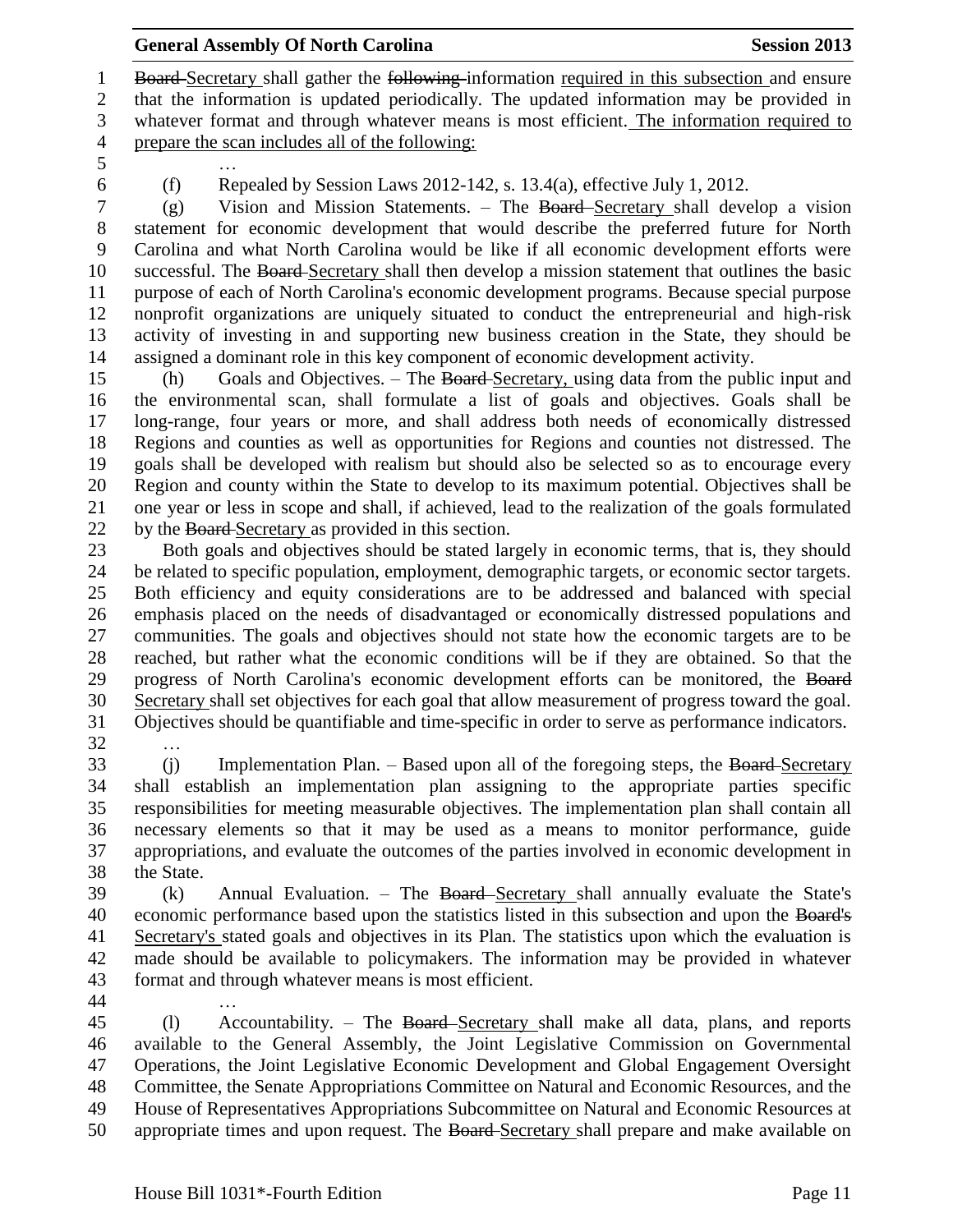~~Board~~ Secretary shall gather the ~~following~~ information required in this subsection and ensure that the information is updated periodically. The updated information may be provided in whatever format and through whatever means is most efficient. The information required to prepare the scan includes all of the following:

…

(f) Repealed by Session Laws 2012-142, s. 13.4(a), effective July 1, 2012.

(g) Vision and Mission Statements. – The ~~Board~~ Secretary shall develop a vision statement for economic development that would describe the preferred future for North Carolina and what North Carolina would be like if all economic development efforts were successful. The ~~Board~~ Secretary shall then develop a mission statement that outlines the basic purpose of each of North Carolina's economic development programs. Because special purpose nonprofit organizations are uniquely situated to conduct the entrepreneurial and high-risk activity of investing in and supporting new business creation in the State, they should be assigned a dominant role in this key component of economic development activity.

(h) Goals and Objectives. – The ~~Board~~ Secretary, using data from the public input and the environmental scan, shall formulate a list of goals and objectives. Goals shall be long-range, four years or more, and shall address both needs of economically distressed Regions and counties as well as opportunities for Regions and counties not distressed. The goals shall be developed with realism but should also be selected so as to encourage every Region and county within the State to develop to its maximum potential. Objectives shall be one year or less in scope and shall, if achieved, lead to the realization of the goals formulated by the ~~Board~~ Secretary as provided in this section.

Both goals and objectives should be stated largely in economic terms, that is, they should be related to specific population, employment, demographic targets, or economic sector targets. Both efficiency and equity considerations are to be addressed and balanced with special emphasis placed on the needs of disadvantaged or economically distressed populations and communities. The goals and objectives should not state how the economic targets are to be reached, but rather what the economic conditions will be if they are obtained. So that the progress of North Carolina's economic development efforts can be monitored, the ~~Board~~ Secretary shall set objectives for each goal that allow measurement of progress toward the goal. Objectives should be quantifiable and time-specific in order to serve as performance indicators.

…

(j) Implementation Plan. – Based upon all of the foregoing steps, the ~~Board~~ Secretary shall establish an implementation plan assigning to the appropriate parties specific responsibilities for meeting measurable objectives. The implementation plan shall contain all necessary elements so that it may be used as a means to monitor performance, guide appropriations, and evaluate the outcomes of the parties involved in economic development in the State.

(k) Annual Evaluation. – The ~~Board~~ Secretary shall annually evaluate the State's economic performance based upon the statistics listed in this subsection and upon the ~~Board's~~ Secretary's stated goals and objectives in its Plan. The statistics upon which the evaluation is made should be available to policymakers. The information may be provided in whatever format and through whatever means is most efficient.

…

(l) Accountability. – The ~~Board~~ Secretary shall make all data, plans, and reports available to the General Assembly, the Joint Legislative Commission on Governmental Operations, the Joint Legislative Economic Development and Global Engagement Oversight Committee, the Senate Appropriations Committee on Natural and Economic Resources, and the House of Representatives Appropriations Subcommittee on Natural and Economic Resources at appropriate times and upon request. The ~~Board~~ Secretary shall prepare and make available on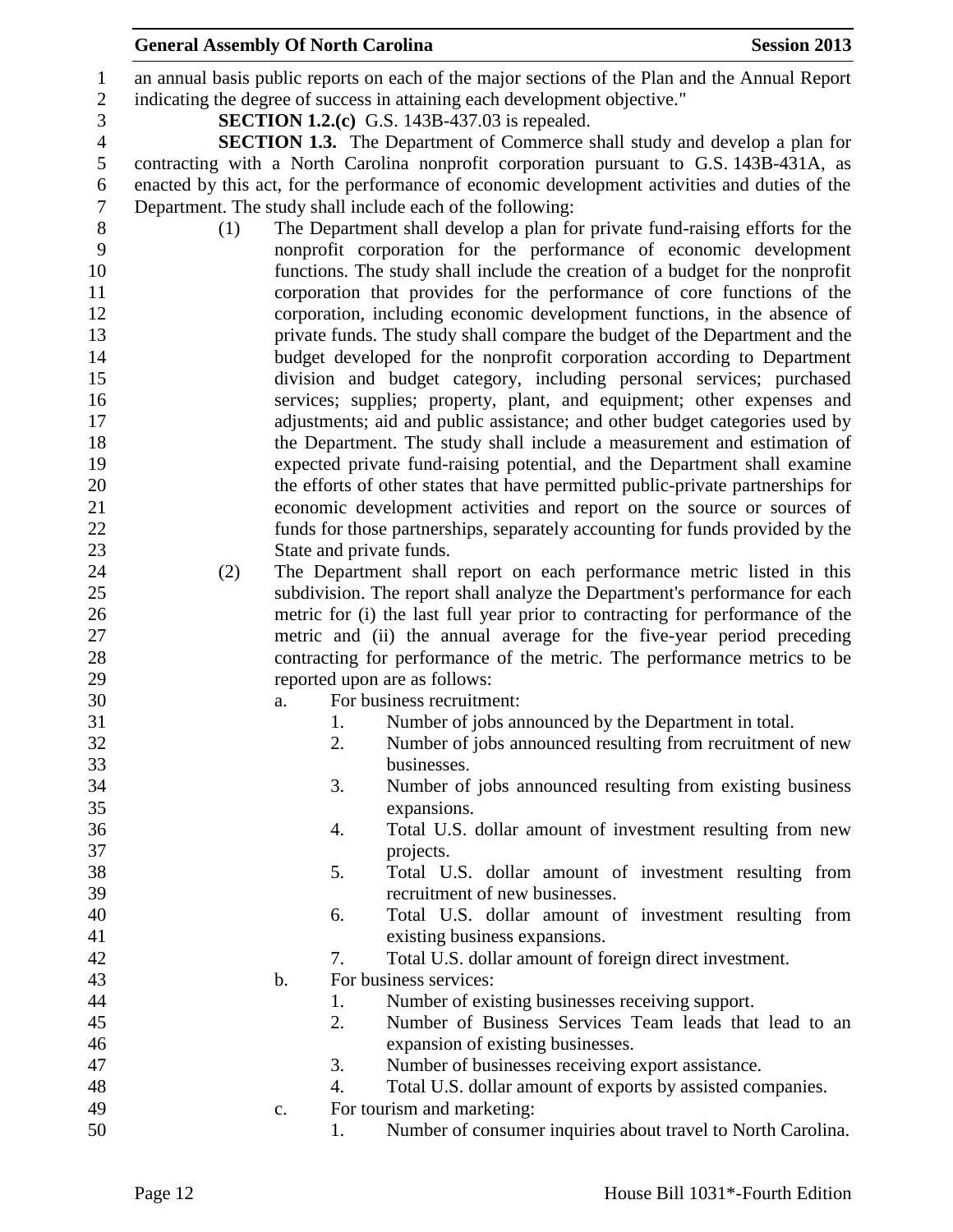an annual basis public reports on each of the major sections of the Plan and the Annual Report indicating the degree of success in attaining each development objective."

**SECTION 1.2.(c)** G.S. 143B-437.03 is repealed.

**SECTION 1.3.** The Department of Commerce shall study and develop a plan for contracting with a North Carolina nonprofit corporation pursuant to G.S. 143B-431A, as enacted by this act, for the performance of economic development activities and duties of the Department. The study shall include each of the following:

(1) The Department shall develop a plan for private fund-raising efforts for the nonprofit corporation for the performance of economic development functions. The study shall include the creation of a budget for the nonprofit corporation that provides for the performance of core functions of the corporation, including economic development functions, in the absence of private funds. The study shall compare the budget of the Department and the budget developed for the nonprofit corporation according to Department division and budget category, including personal services; purchased services; supplies; property, plant, and equipment; other expenses and adjustments; aid and public assistance; and other budget categories used by the Department. The study shall include a measurement and estimation of expected private fund-raising potential, and the Department shall examine the efforts of other states that have permitted public-private partnerships for economic development activities and report on the source or sources of funds for those partnerships, separately accounting for funds provided by the State and private funds.

(2) The Department shall report on each performance metric listed in this subdivision. The report shall analyze the Department's performance for each metric for (i) the last full year prior to contracting for performance of the metric and (ii) the annual average for the five-year period preceding contracting for performance of the metric. The performance metrics to be reported upon are as follows:

a. For business recruitment:
   1. Number of jobs announced by the Department in total.
   2. Number of jobs announced resulting from recruitment of new businesses.
   3. Number of jobs announced resulting from existing business expansions.
   4. Total U.S. dollar amount of investment resulting from new projects.
   5. Total U.S. dollar amount of investment resulting from recruitment of new businesses.
   6. Total U.S. dollar amount of investment resulting from existing business expansions.
   7. Total U.S. dollar amount of foreign direct investment.

b. For business services:
   1. Number of existing businesses receiving support.
   2. Number of Business Services Team leads that lead to an expansion of existing businesses.
   3. Number of businesses receiving export assistance.
   4. Total U.S. dollar amount of exports by assisted companies.

c. For tourism and marketing:
   1. Number of consumer inquiries about travel to North Carolina.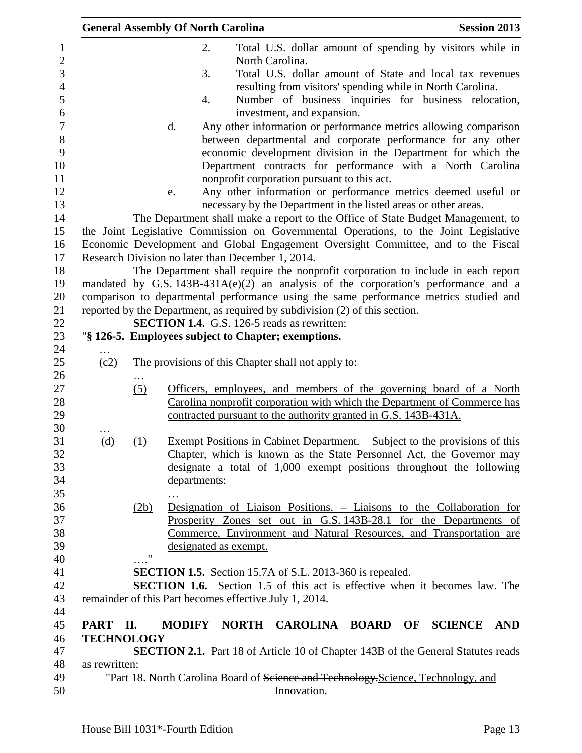2. Total U.S. dollar amount of spending by visitors while in North Carolina.

3. Total U.S. dollar amount of State and local tax revenues resulting from visitors' spending while in North Carolina.

4. Number of business inquiries for business relocation, investment, and expansion.

d. Any other information or performance metrics allowing comparison between departmental and corporate performance for any other economic development division in the Department for which the Department contracts for performance with a North Carolina nonprofit corporation pursuant to this act.

e. Any other information or performance metrics deemed useful or necessary by the Department in the listed areas or other areas.

The Department shall make a report to the Office of State Budget Management, to the Joint Legislative Commission on Governmental Operations, to the Joint Legislative Economic Development and Global Engagement Oversight Committee, and to the Fiscal Research Division no later than December 1, 2014.

The Department shall require the nonprofit corporation to include in each report mandated by G.S. 143B-431A(e)(2) an analysis of the corporation's performance and a comparison to departmental performance using the same performance metrics studied and reported by the Department, as required by subdivision (2) of this section.

**SECTION 1.4.** G.S. 126-5 reads as rewritten:

"**§ 126-5. Employees subject to Chapter; exemptions.**

…

(c2) The provisions of this Chapter shall not apply to:

…

(5) Officers, employees, and members of the governing board of a North Carolina nonprofit corporation with which the Department of Commerce has contracted pursuant to the authority granted in G.S. 143B-431A.

…

(d) (1) Exempt Positions in Cabinet Department. – Subject to the provisions of this Chapter, which is known as the State Personnel Act, the Governor may designate a total of 1,000 exempt positions throughout the following departments:

…

(2b) Designation of Liaison Positions. – Liaisons to the Collaboration for Prosperity Zones set out in G.S. 143B-28.1 for the Departments of Commerce, Environment and Natural Resources, and Transportation are designated as exempt.

…."

**SECTION 1.5.** Section 15.7A of S.L. 2013-360 is repealed.

**SECTION 1.6.** Section 1.5 of this act is effective when it becomes law. The remainder of this Part becomes effective July 1, 2014.

## PART II. MODIFY NORTH CAROLINA BOARD OF SCIENCE AND TECHNOLOGY

**SECTION 2.1.** Part 18 of Article 10 of Chapter 143B of the General Statutes reads as rewritten:

"Part 18. North Carolina Board of ~~Science and Technology.~~Science, Technology, and Innovation.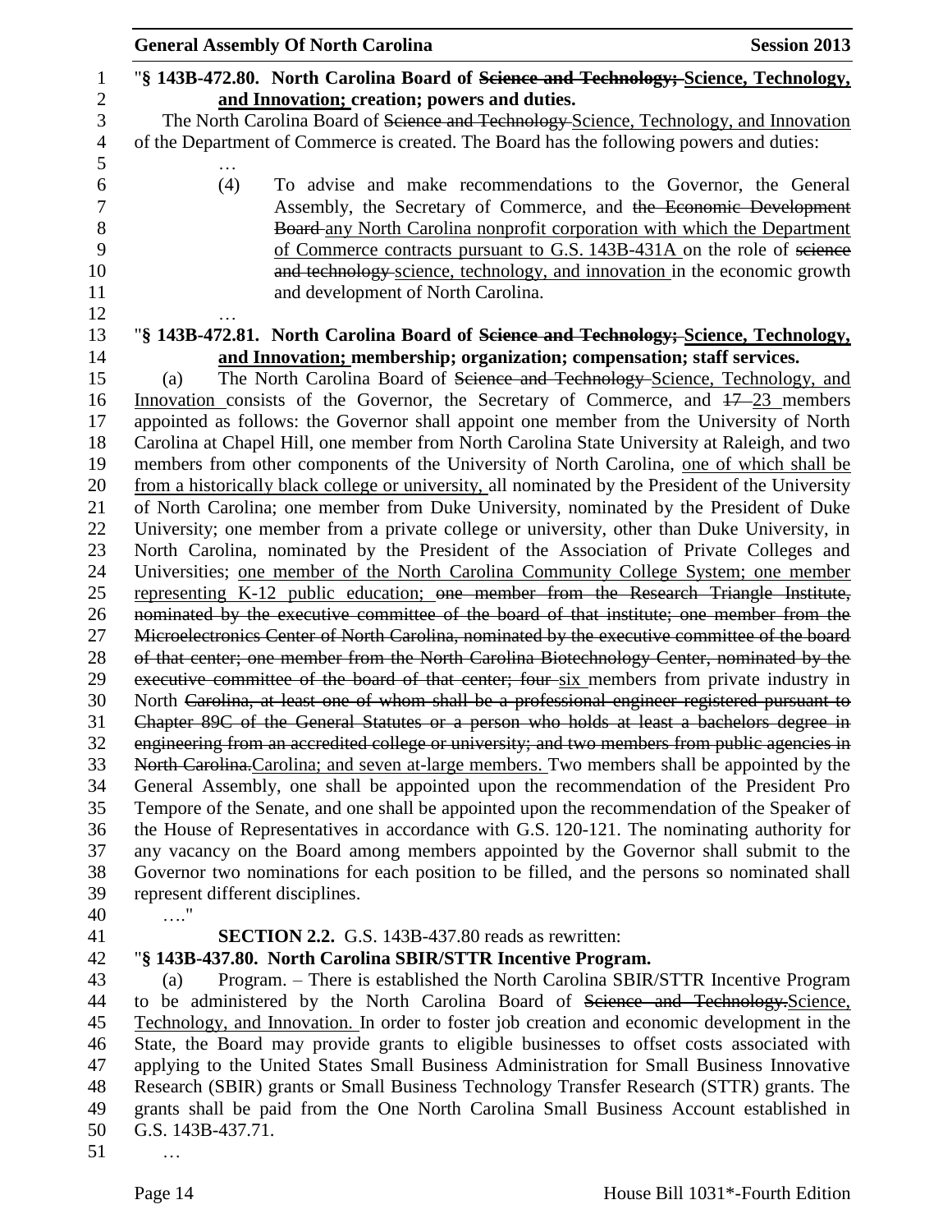"§ 143B-472.80. North Carolina Board of ~~Science and Technology;~~ Science, Technology, and Innovation; creation; powers and duties.

The North Carolina Board of ~~Science and Technology~~ Science, Technology, and Innovation of the Department of Commerce is created. The Board has the following powers and duties:

…

(4) To advise and make recommendations to the Governor, the General Assembly, the Secretary of Commerce, and ~~the Economic Development Board~~ any North Carolina nonprofit corporation with which the Department of Commerce contracts pursuant to G.S. 143B-431A on the role of ~~science and technology~~ science, technology, and innovation in the economic growth and development of North Carolina.

…

"§ 143B-472.81. North Carolina Board of ~~Science and Technology;~~ Science, Technology, and Innovation; membership; organization; compensation; staff services.

(a) The North Carolina Board of ~~Science and Technology~~ Science, Technology, and Innovation consists of the Governor, the Secretary of Commerce, and ~~17~~ 23 members appointed as follows: the Governor shall appoint one member from the University of North Carolina at Chapel Hill, one member from North Carolina State University at Raleigh, and two members from other components of the University of North Carolina, one of which shall be from a historically black college or university, all nominated by the President of the University of North Carolina; one member from Duke University, nominated by the President of Duke University; one member from a private college or university, other than Duke University, in North Carolina, nominated by the President of the Association of Private Colleges and Universities; one member of the North Carolina Community College System; one member representing K-12 public education; ~~one member from the Research Triangle Institute, nominated by the executive committee of the board of that institute; one member from the Microelectronics Center of North Carolina, nominated by the executive committee of the board of that center; one member from the North Carolina Biotechnology Center, nominated by the executive committee of the board of that center; four~~ six members from private industry in North ~~Carolina, at least one of whom shall be a professional engineer registered pursuant to Chapter 89C of the General Statutes or a person who holds at least a bachelors degree in engineering from an accredited college or university; and two members from public agencies in North Carolina.~~Carolina; and seven at-large members. Two members shall be appointed by the General Assembly, one shall be appointed upon the recommendation of the President Pro Tempore of the Senate, and one shall be appointed upon the recommendation of the Speaker of the House of Representatives in accordance with G.S. 120-121. The nominating authority for any vacancy on the Board among members appointed by the Governor shall submit to the Governor two nominations for each position to be filled, and the persons so nominated shall represent different disciplines.

…."

**SECTION 2.2.** G.S. 143B-437.80 reads as rewritten:

"§ 143B-437.80. North Carolina SBIR/STTR Incentive Program.

(a) Program. – There is established the North Carolina SBIR/STTR Incentive Program to be administered by the North Carolina Board of ~~Science and Technology.~~Science, Technology, and Innovation. In order to foster job creation and economic development in the State, the Board may provide grants to eligible businesses to offset costs associated with applying to the United States Small Business Administration for Small Business Innovative Research (SBIR) grants or Small Business Technology Transfer Research (STTR) grants. The grants shall be paid from the One North Carolina Small Business Account established in G.S. 143B-437.71.

…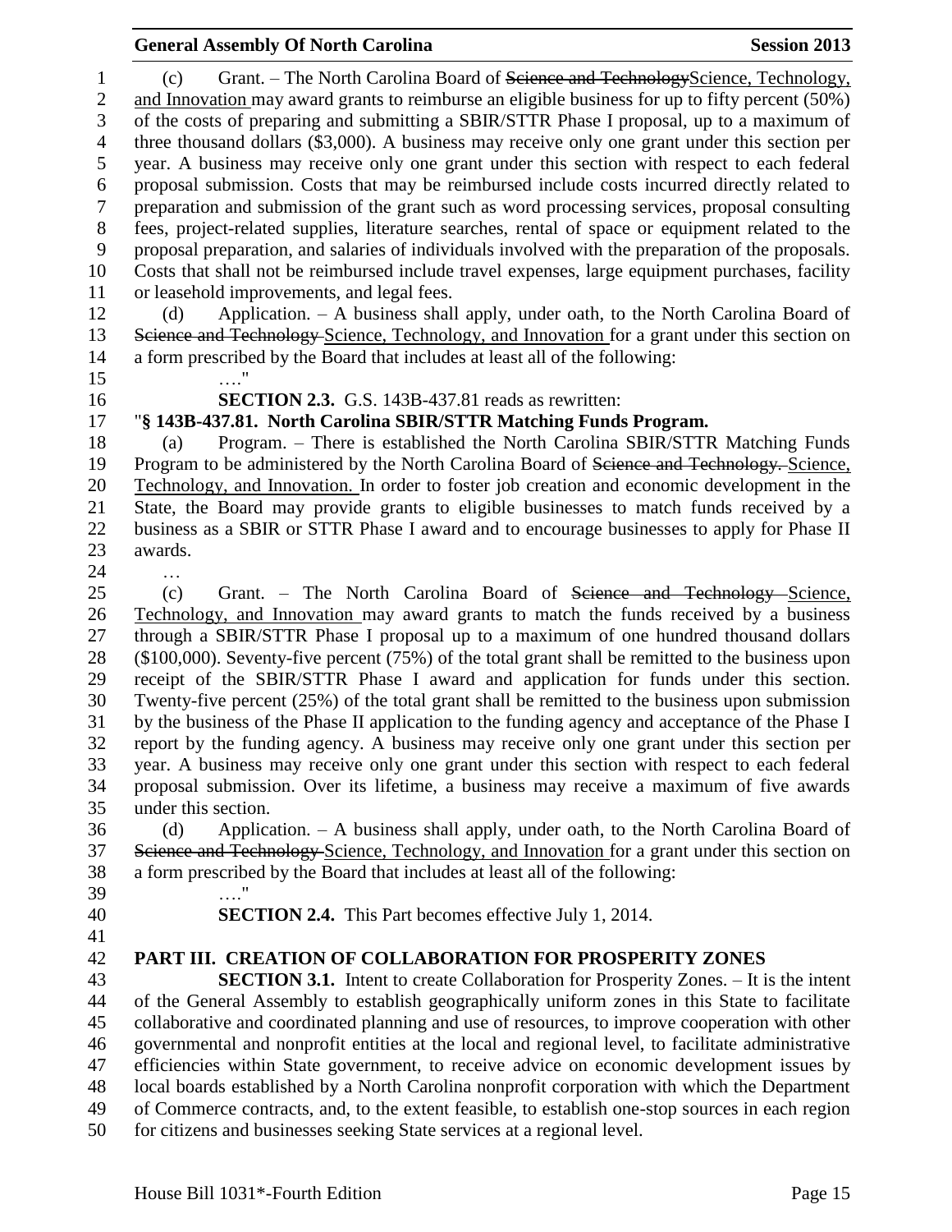(c) Grant. – The North Carolina Board of ~~Science and Technology~~Science, Technology, and Innovation may award grants to reimburse an eligible business for up to fifty percent (50%) of the costs of preparing and submitting a SBIR/STTR Phase I proposal, up to a maximum of three thousand dollars ($3,000). A business may receive only one grant under this section per year. A business may receive only one grant under this section with respect to each federal proposal submission. Costs that may be reimbursed include costs incurred directly related to preparation and submission of the grant such as word processing services, proposal consulting fees, project-related supplies, literature searches, rental of space or equipment related to the proposal preparation, and salaries of individuals involved with the preparation of the proposals. Costs that shall not be reimbursed include travel expenses, large equipment purchases, facility or leasehold improvements, and legal fees.

(d) Application. – A business shall apply, under oath, to the North Carolina Board of ~~Science and Technology~~ Science, Technology, and Innovation for a grant under this section on a form prescribed by the Board that includes at least all of the following:

…."

**SECTION 2.3.** G.S. 143B-437.81 reads as rewritten:

"**§ 143B-437.81. North Carolina SBIR/STTR Matching Funds Program.**

(a) Program. – There is established the North Carolina SBIR/STTR Matching Funds Program to be administered by the North Carolina Board of ~~Science and Technology.~~ Science, Technology, and Innovation. In order to foster job creation and economic development in the State, the Board may provide grants to eligible businesses to match funds received by a business as a SBIR or STTR Phase I award and to encourage businesses to apply for Phase II awards.

…

(c) Grant. – The North Carolina Board of ~~Science and Technology~~ Science, Technology, and Innovation may award grants to match the funds received by a business through a SBIR/STTR Phase I proposal up to a maximum of one hundred thousand dollars ($100,000). Seventy-five percent (75%) of the total grant shall be remitted to the business upon receipt of the SBIR/STTR Phase I award and application for funds under this section. Twenty-five percent (25%) of the total grant shall be remitted to the business upon submission by the business of the Phase II application to the funding agency and acceptance of the Phase I report by the funding agency. A business may receive only one grant under this section per year. A business may receive only one grant under this section with respect to each federal proposal submission. Over its lifetime, a business may receive a maximum of five awards under this section.

(d) Application. – A business shall apply, under oath, to the North Carolina Board of ~~Science and Technology~~ Science, Technology, and Innovation for a grant under this section on a form prescribed by the Board that includes at least all of the following:

…."

**SECTION 2.4.** This Part becomes effective July 1, 2014.

## PART III. CREATION OF COLLABORATION FOR PROSPERITY ZONES

**SECTION 3.1.** Intent to create Collaboration for Prosperity Zones. – It is the intent of the General Assembly to establish geographically uniform zones in this State to facilitate collaborative and coordinated planning and use of resources, to improve cooperation with other governmental and nonprofit entities at the local and regional level, to facilitate administrative efficiencies within State government, to receive advice on economic development issues by local boards established by a North Carolina nonprofit corporation with which the Department of Commerce contracts, and, to the extent feasible, to establish one-stop sources in each region for citizens and businesses seeking State services at a regional level.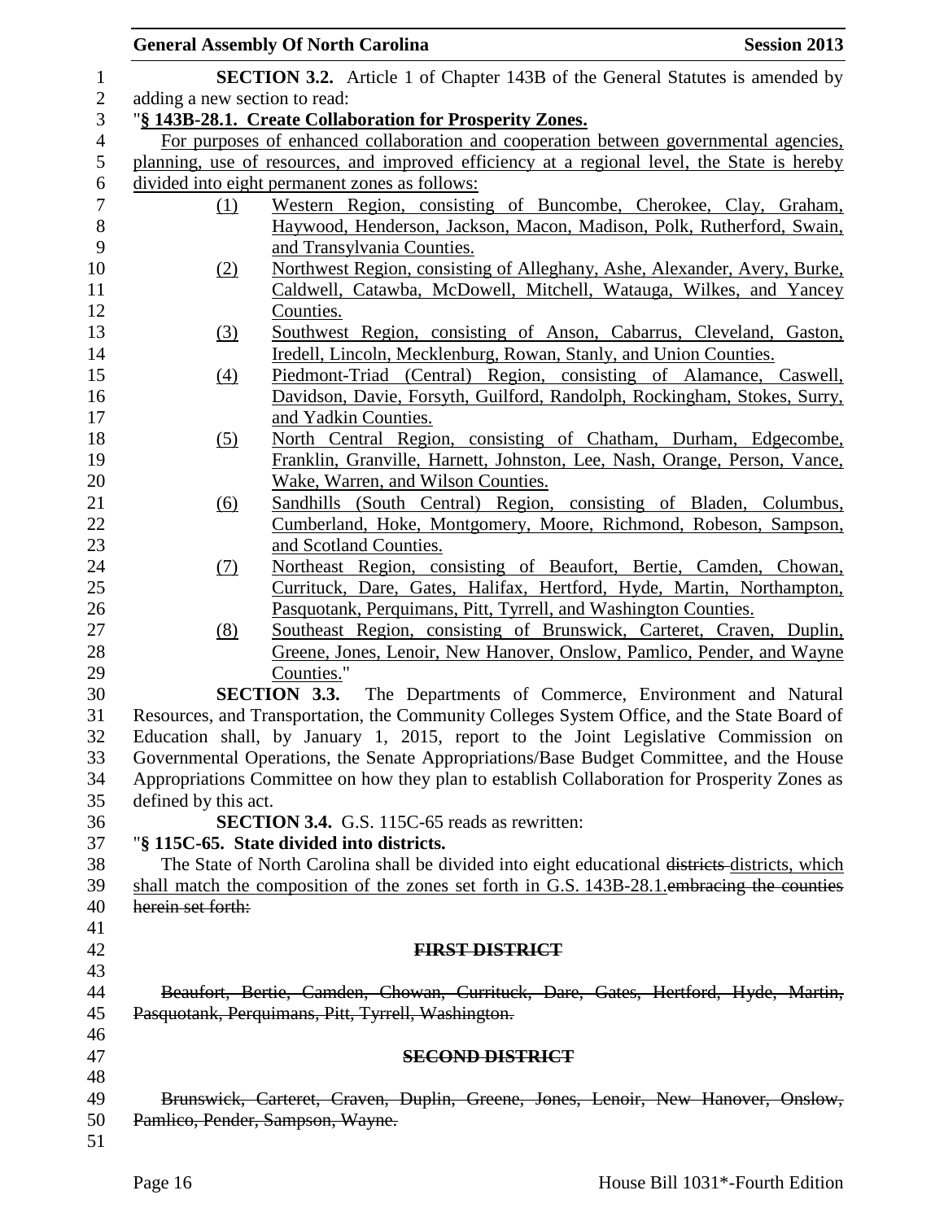**SECTION 3.2.** Article 1 of Chapter 143B of the General Statutes is amended by adding a new section to read:

"**§ 143B-28.1. Create Collaboration for Prosperity Zones.**

For purposes of enhanced collaboration and cooperation between governmental agencies, planning, use of resources, and improved efficiency at a regional level, the State is hereby divided into eight permanent zones as follows:

(1) Western Region, consisting of Buncombe, Cherokee, Clay, Graham, Haywood, Henderson, Jackson, Macon, Madison, Polk, Rutherford, Swain, and Transylvania Counties.

(2) Northwest Region, consisting of Alleghany, Ashe, Alexander, Avery, Burke, Caldwell, Catawba, McDowell, Mitchell, Watauga, Wilkes, and Yancey Counties.

(3) Southwest Region, consisting of Anson, Cabarrus, Cleveland, Gaston, Iredell, Lincoln, Mecklenburg, Rowan, Stanly, and Union Counties.

(4) Piedmont-Triad (Central) Region, consisting of Alamance, Caswell, Davidson, Davie, Forsyth, Guilford, Randolph, Rockingham, Stokes, Surry, and Yadkin Counties.

(5) North Central Region, consisting of Chatham, Durham, Edgecombe, Franklin, Granville, Harnett, Johnston, Lee, Nash, Orange, Person, Vance, Wake, Warren, and Wilson Counties.

(6) Sandhills (South Central) Region, consisting of Bladen, Columbus, Cumberland, Hoke, Montgomery, Moore, Richmond, Robeson, Sampson, and Scotland Counties.

(7) Northeast Region, consisting of Beaufort, Bertie, Camden, Chowan, Currituck, Dare, Gates, Halifax, Hertford, Hyde, Martin, Northampton, Pasquotank, Perquimans, Pitt, Tyrrell, and Washington Counties.

(8) Southeast Region, consisting of Brunswick, Carteret, Craven, Duplin, Greene, Jones, Lenoir, New Hanover, Onslow, Pamlico, Pender, and Wayne Counties."

**SECTION 3.3.** The Departments of Commerce, Environment and Natural Resources, and Transportation, the Community Colleges System Office, and the State Board of Education shall, by January 1, 2015, report to the Joint Legislative Commission on Governmental Operations, the Senate Appropriations/Base Budget Committee, and the House Appropriations Committee on how they plan to establish Collaboration for Prosperity Zones as defined by this act.

**SECTION 3.4.** G.S. 115C-65 reads as rewritten:

"**§ 115C-65. State divided into districts.**

The State of North Carolina shall be divided into eight educational ~~districts~~ districts, which shall match the composition of the zones set forth in G.S. 143B-28.1.~~embracing the counties herein set forth:~~

**~~FIRST DISTRICT~~**

~~Beaufort, Bertie, Camden, Chowan, Currituck, Dare, Gates, Hertford, Hyde, Martin, Pasquotank, Perquimans, Pitt, Tyrrell, Washington.~~

**~~SECOND DISTRICT~~**

~~Brunswick, Carteret, Craven, Duplin, Greene, Jones, Lenoir, New Hanover, Onslow, Pamlico, Pender, Sampson, Wayne.~~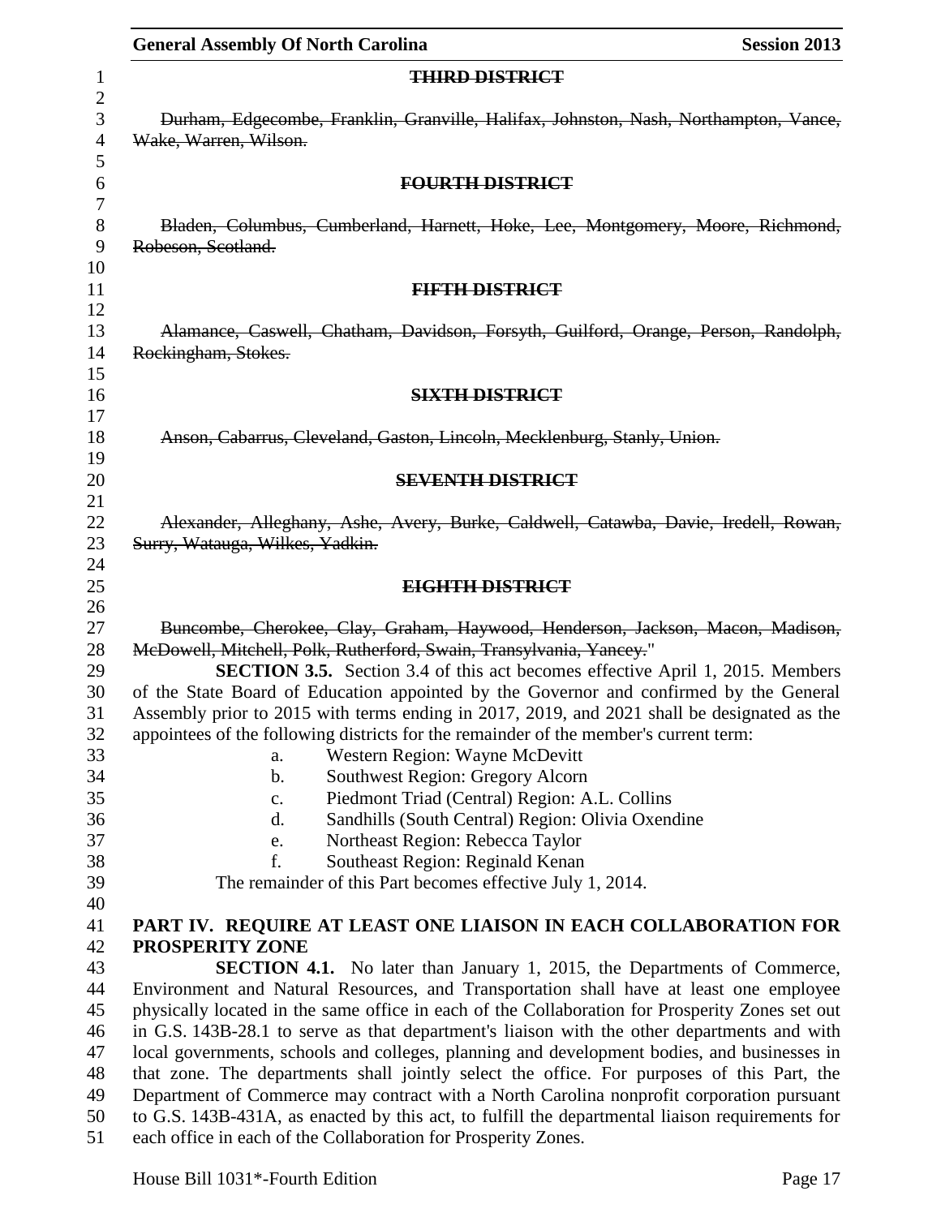~~**THIRD DISTRICT**~~

~~Durham, Edgecombe, Franklin, Granville, Halifax, Johnston, Nash, Northampton, Vance, Wake, Warren, Wilson.~~

~~**FOURTH DISTRICT**~~

~~Bladen, Columbus, Cumberland, Harnett, Hoke, Lee, Montgomery, Moore, Richmond, Robeson, Scotland.~~

~~**FIFTH DISTRICT**~~

~~Alamance, Caswell, Chatham, Davidson, Forsyth, Guilford, Orange, Person, Randolph, Rockingham, Stokes.~~

~~**SIXTH DISTRICT**~~

~~Anson, Cabarrus, Cleveland, Gaston, Lincoln, Mecklenburg, Stanly, Union.~~

~~**SEVENTH DISTRICT**~~

~~Alexander, Alleghany, Ashe, Avery, Burke, Caldwell, Catawba, Davie, Iredell, Rowan, Surry, Watauga, Wilkes, Yadkin.~~

~~**EIGHTH DISTRICT**~~

~~Buncombe, Cherokee, Clay, Graham, Haywood, Henderson, Jackson, Macon, Madison, McDowell, Mitchell, Polk, Rutherford, Swain, Transylvania, Yancey.~~"

**SECTION 3.5.** Section 3.4 of this act becomes effective April 1, 2015. Members of the State Board of Education appointed by the Governor and confirmed by the General Assembly prior to 2015 with terms ending in 2017, 2019, and 2021 shall be designated as the appointees of the following districts for the remainder of the member's current term:

a. Western Region: Wayne McDevitt
b. Southwest Region: Gregory Alcorn
c. Piedmont Triad (Central) Region: A.L. Collins
d. Sandhills (South Central) Region: Olivia Oxendine
e. Northeast Region: Rebecca Taylor
f. Southeast Region: Reginald Kenan

The remainder of this Part becomes effective July 1, 2014.

**PART IV. REQUIRE AT LEAST ONE LIAISON IN EACH COLLABORATION FOR PROSPERITY ZONE**

**SECTION 4.1.** No later than January 1, 2015, the Departments of Commerce, Environment and Natural Resources, and Transportation shall have at least one employee physically located in the same office in each of the Collaboration for Prosperity Zones set out in G.S. 143B-28.1 to serve as that department's liaison with the other departments and with local governments, schools and colleges, planning and development bodies, and businesses in that zone. The departments shall jointly select the office. For purposes of this Part, the Department of Commerce may contract with a North Carolina nonprofit corporation pursuant to G.S. 143B-431A, as enacted by this act, to fulfill the departmental liaison requirements for each office in each of the Collaboration for Prosperity Zones.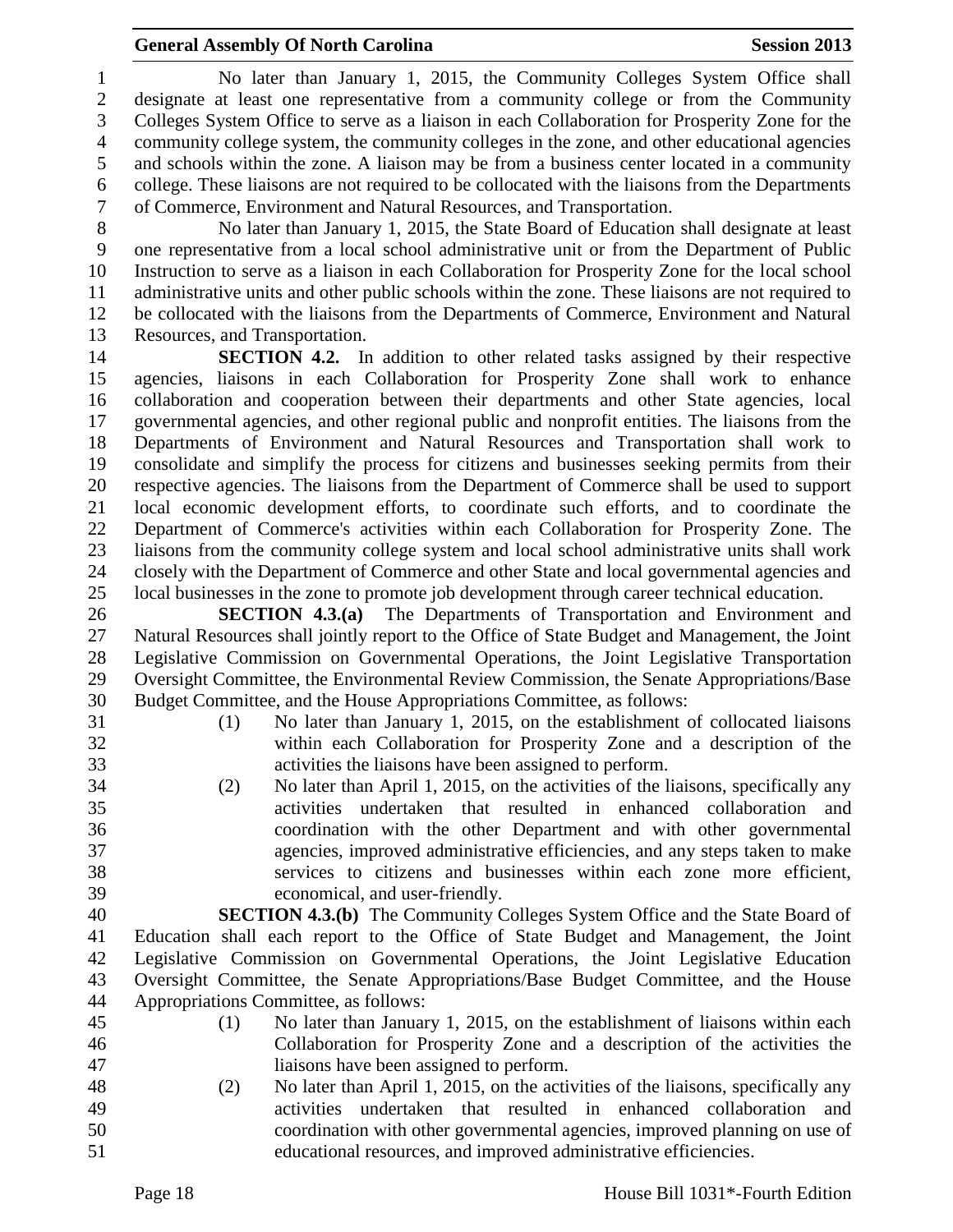No later than January 1, 2015, the Community Colleges System Office shall designate at least one representative from a community college or from the Community Colleges System Office to serve as a liaison in each Collaboration for Prosperity Zone for the community college system, the community colleges in the zone, and other educational agencies and schools within the zone. A liaison may be from a business center located in a community college. These liaisons are not required to be collocated with the liaisons from the Departments of Commerce, Environment and Natural Resources, and Transportation.

No later than January 1, 2015, the State Board of Education shall designate at least one representative from a local school administrative unit or from the Department of Public Instruction to serve as a liaison in each Collaboration for Prosperity Zone for the local school administrative units and other public schools within the zone. These liaisons are not required to be collocated with the liaisons from the Departments of Commerce, Environment and Natural Resources, and Transportation.

**SECTION 4.2.** In addition to other related tasks assigned by their respective agencies, liaisons in each Collaboration for Prosperity Zone shall work to enhance collaboration and cooperation between their departments and other State agencies, local governmental agencies, and other regional public and nonprofit entities. The liaisons from the Departments of Environment and Natural Resources and Transportation shall work to consolidate and simplify the process for citizens and businesses seeking permits from their respective agencies. The liaisons from the Department of Commerce shall be used to support local economic development efforts, to coordinate such efforts, and to coordinate the Department of Commerce's activities within each Collaboration for Prosperity Zone. The liaisons from the community college system and local school administrative units shall work closely with the Department of Commerce and other State and local governmental agencies and local businesses in the zone to promote job development through career technical education.

**SECTION 4.3.(a)** The Departments of Transportation and Environment and Natural Resources shall jointly report to the Office of State Budget and Management, the Joint Legislative Commission on Governmental Operations, the Joint Legislative Transportation Oversight Committee, the Environmental Review Commission, the Senate Appropriations/Base Budget Committee, and the House Appropriations Committee, as follows:

(1) No later than January 1, 2015, on the establishment of collocated liaisons within each Collaboration for Prosperity Zone and a description of the activities the liaisons have been assigned to perform.

(2) No later than April 1, 2015, on the activities of the liaisons, specifically any activities undertaken that resulted in enhanced collaboration and coordination with the other Department and with other governmental agencies, improved administrative efficiencies, and any steps taken to make services to citizens and businesses within each zone more efficient, economical, and user-friendly.

**SECTION 4.3.(b)** The Community Colleges System Office and the State Board of Education shall each report to the Office of State Budget and Management, the Joint Legislative Commission on Governmental Operations, the Joint Legislative Education Oversight Committee, the Senate Appropriations/Base Budget Committee, and the House Appropriations Committee, as follows:

(1) No later than January 1, 2015, on the establishment of liaisons within each Collaboration for Prosperity Zone and a description of the activities the liaisons have been assigned to perform.

(2) No later than April 1, 2015, on the activities of the liaisons, specifically any activities undertaken that resulted in enhanced collaboration and coordination with other governmental agencies, improved planning on use of educational resources, and improved administrative efficiencies.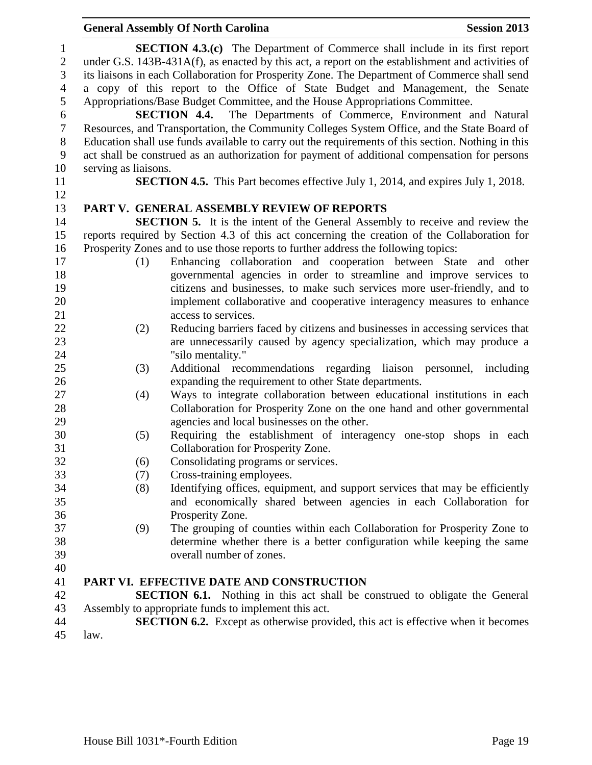**SECTION 4.3.(c)** The Department of Commerce shall include in its first report under G.S. 143B-431A(f), as enacted by this act, a report on the establishment and activities of its liaisons in each Collaboration for Prosperity Zone. The Department of Commerce shall send a copy of this report to the Office of State Budget and Management, the Senate Appropriations/Base Budget Committee, and the House Appropriations Committee.

**SECTION 4.4.** The Departments of Commerce, Environment and Natural Resources, and Transportation, the Community Colleges System Office, and the State Board of Education shall use funds available to carry out the requirements of this section. Nothing in this act shall be construed as an authorization for payment of additional compensation for persons serving as liaisons.

**SECTION 4.5.** This Part becomes effective July 1, 2014, and expires July 1, 2018.

## PART V. GENERAL ASSEMBLY REVIEW OF REPORTS

**SECTION 5.** It is the intent of the General Assembly to receive and review the reports required by Section 4.3 of this act concerning the creation of the Collaboration for Prosperity Zones and to use those reports to further address the following topics:

(1) Enhancing collaboration and cooperation between State and other governmental agencies in order to streamline and improve services to citizens and businesses, to make such services more user-friendly, and to implement collaborative and cooperative interagency measures to enhance access to services.

(2) Reducing barriers faced by citizens and businesses in accessing services that are unnecessarily caused by agency specialization, which may produce a "silo mentality."

(3) Additional recommendations regarding liaison personnel, including expanding the requirement to other State departments.

(4) Ways to integrate collaboration between educational institutions in each Collaboration for Prosperity Zone on the one hand and other governmental agencies and local businesses on the other.

(5) Requiring the establishment of interagency one-stop shops in each Collaboration for Prosperity Zone.

(6) Consolidating programs or services.

(7) Cross-training employees.

(8) Identifying offices, equipment, and support services that may be efficiently and economically shared between agencies in each Collaboration for Prosperity Zone.

(9) The grouping of counties within each Collaboration for Prosperity Zone to determine whether there is a better configuration while keeping the same overall number of zones.

## PART VI. EFFECTIVE DATE AND CONSTRUCTION

**SECTION 6.1.** Nothing in this act shall be construed to obligate the General Assembly to appropriate funds to implement this act.

**SECTION 6.2.** Except as otherwise provided, this act is effective when it becomes law.